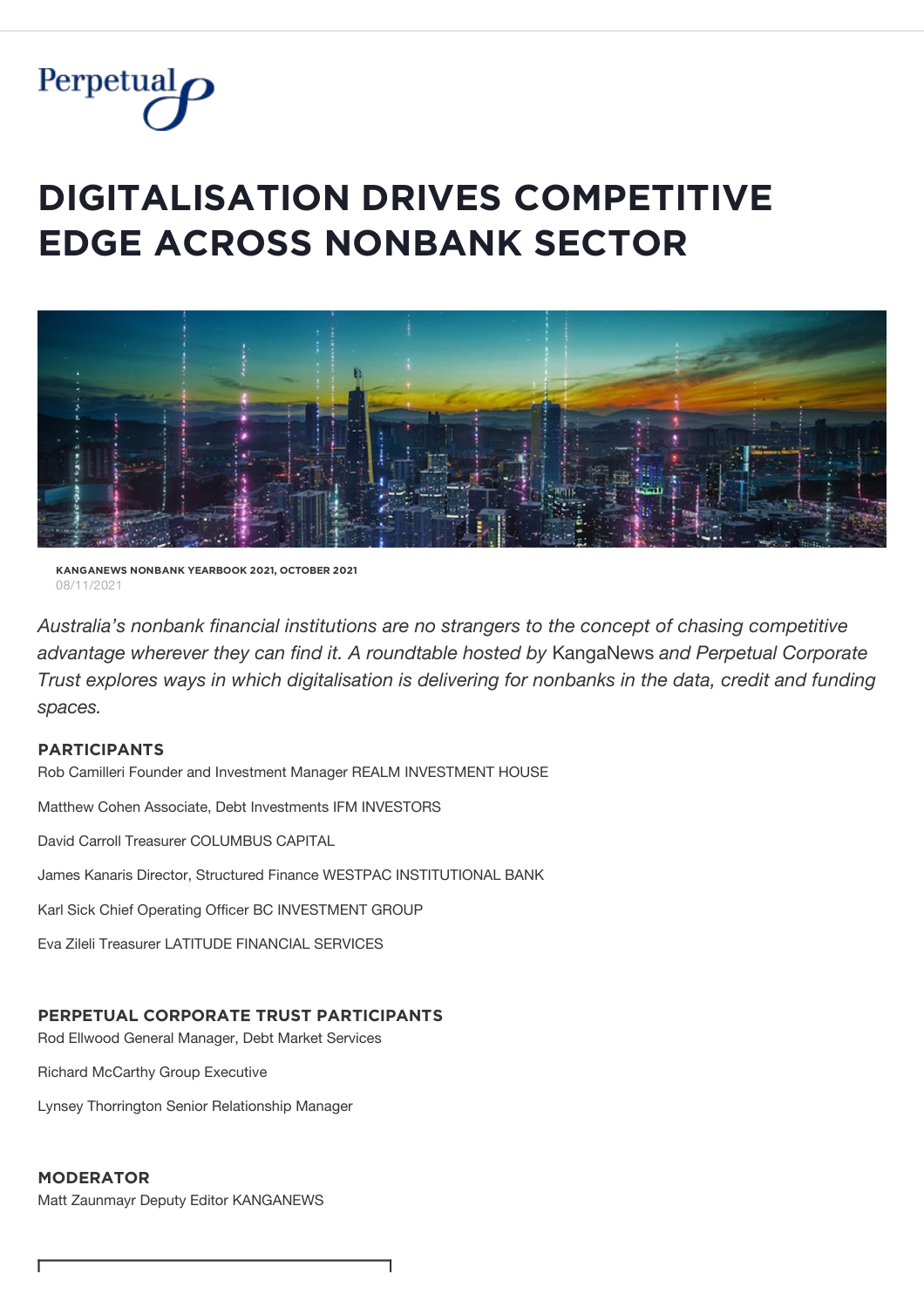Perpetual

# DIGITALISATION DRIVES COMPETITIVE EDGE ACROSS NONBANK SECTOR

**KANGANEWS NONBANK YEARBOOK 2021, OCTOBER 2021**
08/11/2021

*Australia's nonbank financial institutions are no strangers to the concept of chasing competitive advantage wherever they can find it. A roundtable hosted by* KangaNews *and Perpetual Corporate Trust explores ways in which digitalisation is delivering for nonbanks in the data, credit and funding spaces.*

### PARTICIPANTS

Rob Camilleri Founder and Investment Manager REALM INVESTMENT HOUSE

Matthew Cohen Associate, Debt Investments IFM INVESTORS

David Carroll Treasurer COLUMBUS CAPITAL

James Kanaris Director, Structured Finance WESTPAC INSTITUTIONAL BANK

Karl Sick Chief Operating Officer BC INVESTMENT GROUP

Eva Zileli Treasurer LATITUDE FINANCIAL SERVICES

### PERPETUAL CORPORATE TRUST PARTICIPANTS

Rod Ellwood General Manager, Debt Market Services

Richard McCarthy Group Executive

Lynsey Thorrington Senior Relationship Manager

### MODERATOR

Matt Zaunmayr Deputy Editor KANGANEWS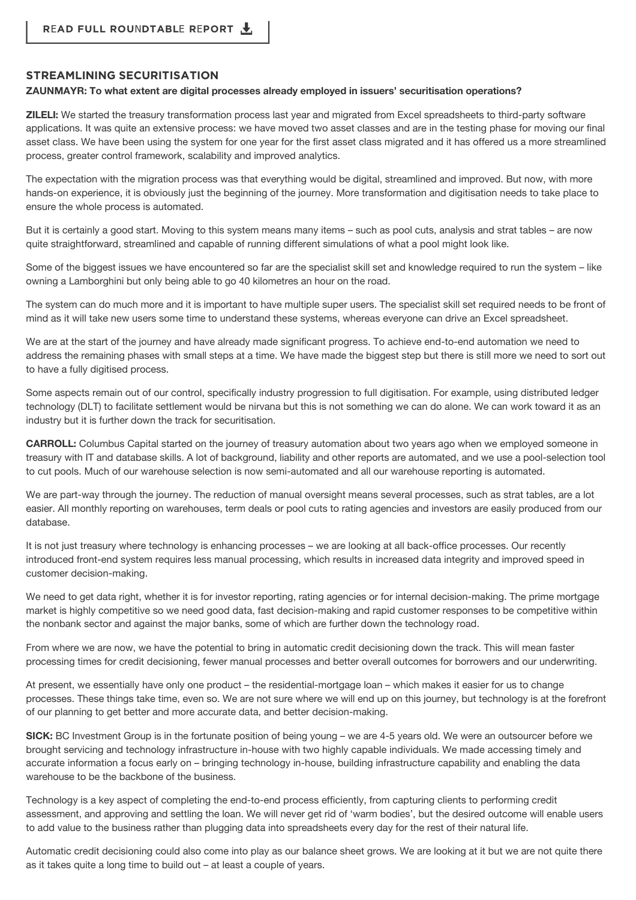**READ FULL ROUNDTABLE REPORT**

## STREAMLINING SECURITISATION

**ZAUNMAYR: To what extent are digital processes already employed in issuers' securitisation operations?**

**ZILELI:** We started the treasury transformation process last year and migrated from Excel spreadsheets to third-party software applications. It was quite an extensive process: we have moved two asset classes and are in the testing phase for moving our final asset class. We have been using the system for one year for the first asset class migrated and it has offered us a more streamlined process, greater control framework, scalability and improved analytics.

The expectation with the migration process was that everything would be digital, streamlined and improved. But now, with more hands-on experience, it is obviously just the beginning of the journey. More transformation and digitisation needs to take place to ensure the whole process is automated.

But it is certainly a good start. Moving to this system means many items – such as pool cuts, analysis and strat tables – are now quite straightforward, streamlined and capable of running different simulations of what a pool might look like.

Some of the biggest issues we have encountered so far are the specialist skill set and knowledge required to run the system – like owning a Lamborghini but only being able to go 40 kilometres an hour on the road.

The system can do much more and it is important to have multiple super users. The specialist skill set required needs to be front of mind as it will take new users some time to understand these systems, whereas everyone can drive an Excel spreadsheet.

We are at the start of the journey and have already made significant progress. To achieve end-to-end automation we need to address the remaining phases with small steps at a time. We have made the biggest step but there is still more we need to sort out to have a fully digitised process.

Some aspects remain out of our control, specifically industry progression to full digitisation. For example, using distributed ledger technology (DLT) to facilitate settlement would be nirvana but this is not something we can do alone. We can work toward it as an industry but it is further down the track for securitisation.

**CARROLL:** Columbus Capital started on the journey of treasury automation about two years ago when we employed someone in treasury with IT and database skills. A lot of background, liability and other reports are automated, and we use a pool-selection tool to cut pools. Much of our warehouse selection is now semi-automated and all our warehouse reporting is automated.

We are part-way through the journey. The reduction of manual oversight means several processes, such as strat tables, are a lot easier. All monthly reporting on warehouses, term deals or pool cuts to rating agencies and investors are easily produced from our database.

It is not just treasury where technology is enhancing processes – we are looking at all back-office processes. Our recently introduced front-end system requires less manual processing, which results in increased data integrity and improved speed in customer decision-making.

We need to get data right, whether it is for investor reporting, rating agencies or for internal decision-making. The prime mortgage market is highly competitive so we need good data, fast decision-making and rapid customer responses to be competitive within the nonbank sector and against the major banks, some of which are further down the technology road.

From where we are now, we have the potential to bring in automatic credit decisioning down the track. This will mean faster processing times for credit decisioning, fewer manual processes and better overall outcomes for borrowers and our underwriting.

At present, we essentially have only one product – the residential-mortgage loan – which makes it easier for us to change processes. These things take time, even so. We are not sure where we will end up on this journey, but technology is at the forefront of our planning to get better and more accurate data, and better decision-making.

**SICK:** BC Investment Group is in the fortunate position of being young – we are 4-5 years old. We were an outsourcer before we brought servicing and technology infrastructure in-house with two highly capable individuals. We made accessing timely and accurate information a focus early on – bringing technology in-house, building infrastructure capability and enabling the data warehouse to be the backbone of the business.

Technology is a key aspect of completing the end-to-end process efficiently, from capturing clients to performing credit assessment, and approving and settling the loan. We will never get rid of 'warm bodies', but the desired outcome will enable users to add value to the business rather than plugging data into spreadsheets every day for the rest of their natural life.

Automatic credit decisioning could also come into play as our balance sheet grows. We are looking at it but we are not quite there as it takes quite a long time to build out – at least a couple of years.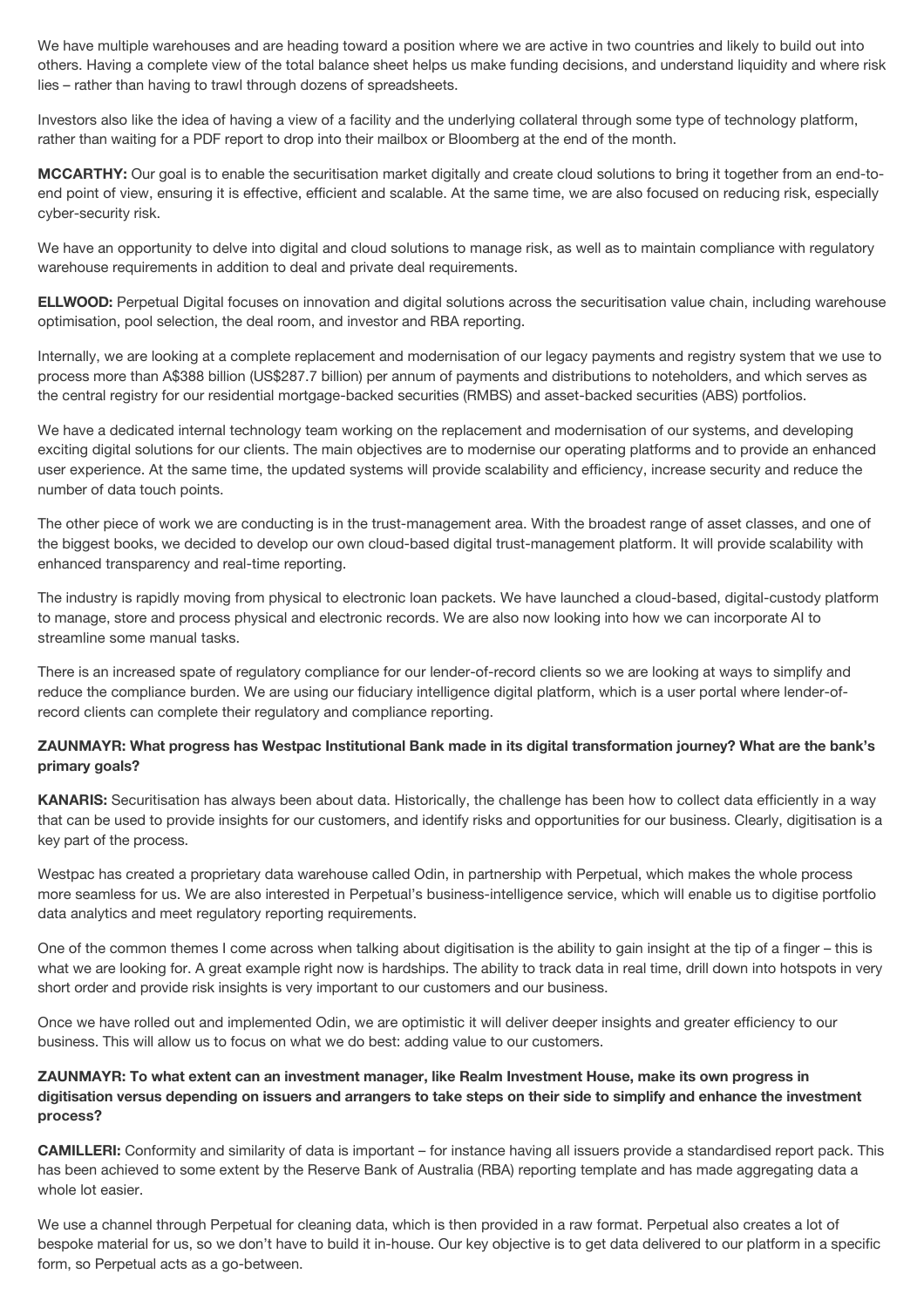We have multiple warehouses and are heading toward a position where we are active in two countries and likely to build out into others. Having a complete view of the total balance sheet helps us make funding decisions, and understand liquidity and where risk lies – rather than having to trawl through dozens of spreadsheets.

Investors also like the idea of having a view of a facility and the underlying collateral through some type of technology platform, rather than waiting for a PDF report to drop into their mailbox or Bloomberg at the end of the month.

**MCCARTHY:** Our goal is to enable the securitisation market digitally and create cloud solutions to bring it together from an end-to-end point of view, ensuring it is effective, efficient and scalable. At the same time, we are also focused on reducing risk, especially cyber-security risk.

We have an opportunity to delve into digital and cloud solutions to manage risk, as well as to maintain compliance with regulatory warehouse requirements in addition to deal and private deal requirements.

**ELLWOOD:** Perpetual Digital focuses on innovation and digital solutions across the securitisation value chain, including warehouse optimisation, pool selection, the deal room, and investor and RBA reporting.

Internally, we are looking at a complete replacement and modernisation of our legacy payments and registry system that we use to process more than A$388 billion (US$287.7 billion) per annum of payments and distributions to noteholders, and which serves as the central registry for our residential mortgage-backed securities (RMBS) and asset-backed securities (ABS) portfolios.

We have a dedicated internal technology team working on the replacement and modernisation of our systems, and developing exciting digital solutions for our clients. The main objectives are to modernise our operating platforms and to provide an enhanced user experience. At the same time, the updated systems will provide scalability and efficiency, increase security and reduce the number of data touch points.

The other piece of work we are conducting is in the trust-management area. With the broadest range of asset classes, and one of the biggest books, we decided to develop our own cloud-based digital trust-management platform. It will provide scalability with enhanced transparency and real-time reporting.

The industry is rapidly moving from physical to electronic loan packets. We have launched a cloud-based, digital-custody platform to manage, store and process physical and electronic records. We are also now looking into how we can incorporate AI to streamline some manual tasks.

There is an increased spate of regulatory compliance for our lender-of-record clients so we are looking at ways to simplify and reduce the compliance burden. We are using our fiduciary intelligence digital platform, which is a user portal where lender-of-record clients can complete their regulatory and compliance reporting.

**ZAUNMAYR: What progress has Westpac Institutional Bank made in its digital transformation journey? What are the bank's primary goals?**

**KANARIS:** Securitisation has always been about data. Historically, the challenge has been how to collect data efficiently in a way that can be used to provide insights for our customers, and identify risks and opportunities for our business. Clearly, digitisation is a key part of the process.

Westpac has created a proprietary data warehouse called Odin, in partnership with Perpetual, which makes the whole process more seamless for us. We are also interested in Perpetual's business-intelligence service, which will enable us to digitise portfolio data analytics and meet regulatory reporting requirements.

One of the common themes I come across when talking about digitisation is the ability to gain insight at the tip of a finger – this is what we are looking for. A great example right now is hardships. The ability to track data in real time, drill down into hotspots in very short order and provide risk insights is very important to our customers and our business.

Once we have rolled out and implemented Odin, we are optimistic it will deliver deeper insights and greater efficiency to our business. This will allow us to focus on what we do best: adding value to our customers.

**ZAUNMAYR: To what extent can an investment manager, like Realm Investment House, make its own progress in digitisation versus depending on issuers and arrangers to take steps on their side to simplify and enhance the investment process?**

**CAMILLERI:** Conformity and similarity of data is important – for instance having all issuers provide a standardised report pack. This has been achieved to some extent by the Reserve Bank of Australia (RBA) reporting template and has made aggregating data a whole lot easier.

We use a channel through Perpetual for cleaning data, which is then provided in a raw format. Perpetual also creates a lot of bespoke material for us, so we don't have to build it in-house. Our key objective is to get data delivered to our platform in a specific form, so Perpetual acts as a go-between.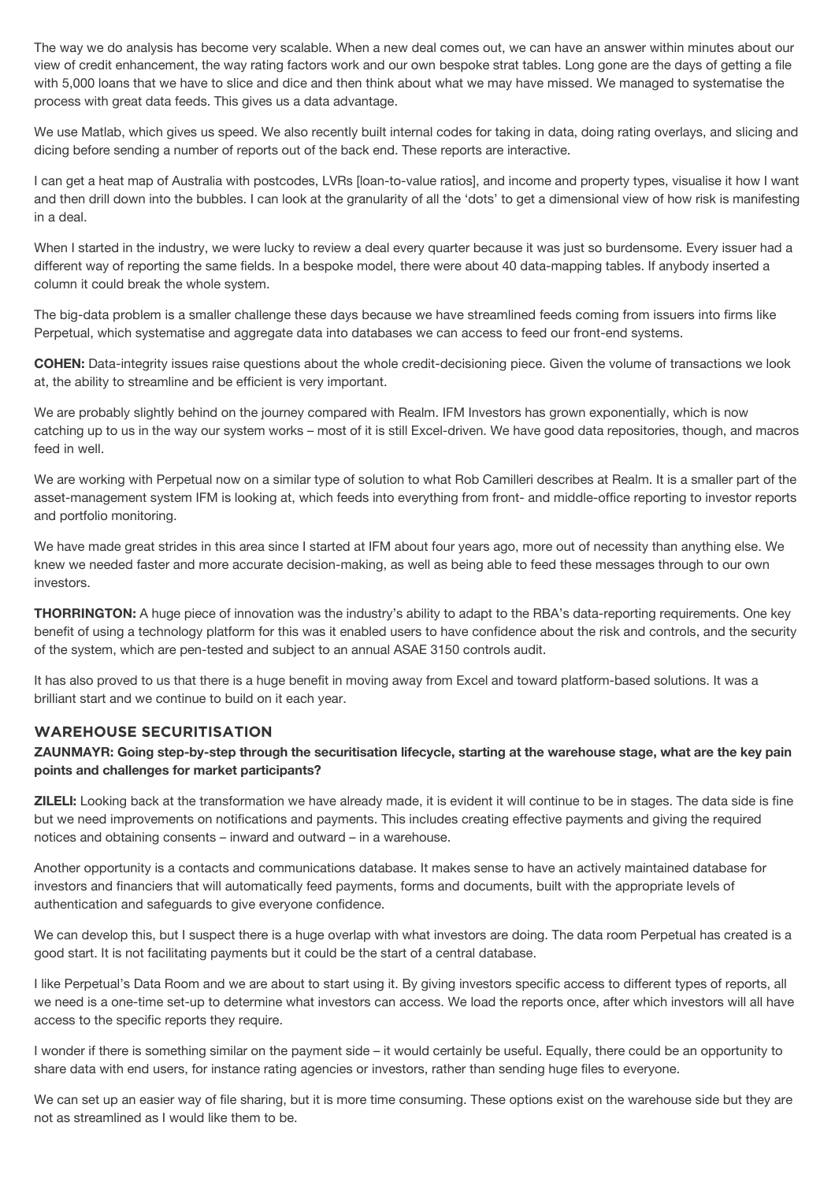The way we do analysis has become very scalable. When a new deal comes out, we can have an answer within minutes about our view of credit enhancement, the way rating factors work and our own bespoke strat tables. Long gone are the days of getting a file with 5,000 loans that we have to slice and dice and then think about what we may have missed. We managed to systematise the process with great data feeds. This gives us a data advantage.

We use Matlab, which gives us speed. We also recently built internal codes for taking in data, doing rating overlays, and slicing and dicing before sending a number of reports out of the back end. These reports are interactive.

I can get a heat map of Australia with postcodes, LVRs [loan-to-value ratios], and income and property types, visualise it how I want and then drill down into the bubbles. I can look at the granularity of all the 'dots' to get a dimensional view of how risk is manifesting in a deal.

When I started in the industry, we were lucky to review a deal every quarter because it was just so burdensome. Every issuer had a different way of reporting the same fields. In a bespoke model, there were about 40 data-mapping tables. If anybody inserted a column it could break the whole system.

The big-data problem is a smaller challenge these days because we have streamlined feeds coming from issuers into firms like Perpetual, which systematise and aggregate data into databases we can access to feed our front-end systems.

**COHEN:** Data-integrity issues raise questions about the whole credit-decisioning piece. Given the volume of transactions we look at, the ability to streamline and be efficient is very important.

We are probably slightly behind on the journey compared with Realm. IFM Investors has grown exponentially, which is now catching up to us in the way our system works – most of it is still Excel-driven. We have good data repositories, though, and macros feed in well.

We are working with Perpetual now on a similar type of solution to what Rob Camilleri describes at Realm. It is a smaller part of the asset-management system IFM is looking at, which feeds into everything from front- and middle-office reporting to investor reports and portfolio monitoring.

We have made great strides in this area since I started at IFM about four years ago, more out of necessity than anything else. We knew we needed faster and more accurate decision-making, as well as being able to feed these messages through to our own investors.

**THORRINGTON:** A huge piece of innovation was the industry's ability to adapt to the RBA's data-reporting requirements. One key benefit of using a technology platform for this was it enabled users to have confidence about the risk and controls, and the security of the system, which are pen-tested and subject to an annual ASAE 3150 controls audit.

It has also proved to us that there is a huge benefit in moving away from Excel and toward platform-based solutions. It was a brilliant start and we continue to build on it each year.

## WAREHOUSE SECURITISATION

**ZAUNMAYR: Going step-by-step through the securitisation lifecycle, starting at the warehouse stage, what are the key pain points and challenges for market participants?**

**ZILELI:** Looking back at the transformation we have already made, it is evident it will continue to be in stages. The data side is fine but we need improvements on notifications and payments. This includes creating effective payments and giving the required notices and obtaining consents – inward and outward – in a warehouse.

Another opportunity is a contacts and communications database. It makes sense to have an actively maintained database for investors and financiers that will automatically feed payments, forms and documents, built with the appropriate levels of authentication and safeguards to give everyone confidence.

We can develop this, but I suspect there is a huge overlap with what investors are doing. The data room Perpetual has created is a good start. It is not facilitating payments but it could be the start of a central database.

I like Perpetual's Data Room and we are about to start using it. By giving investors specific access to different types of reports, all we need is a one-time set-up to determine what investors can access. We load the reports once, after which investors will all have access to the specific reports they require.

I wonder if there is something similar on the payment side – it would certainly be useful. Equally, there could be an opportunity to share data with end users, for instance rating agencies or investors, rather than sending huge files to everyone.

We can set up an easier way of file sharing, but it is more time consuming. These options exist on the warehouse side but they are not as streamlined as I would like them to be.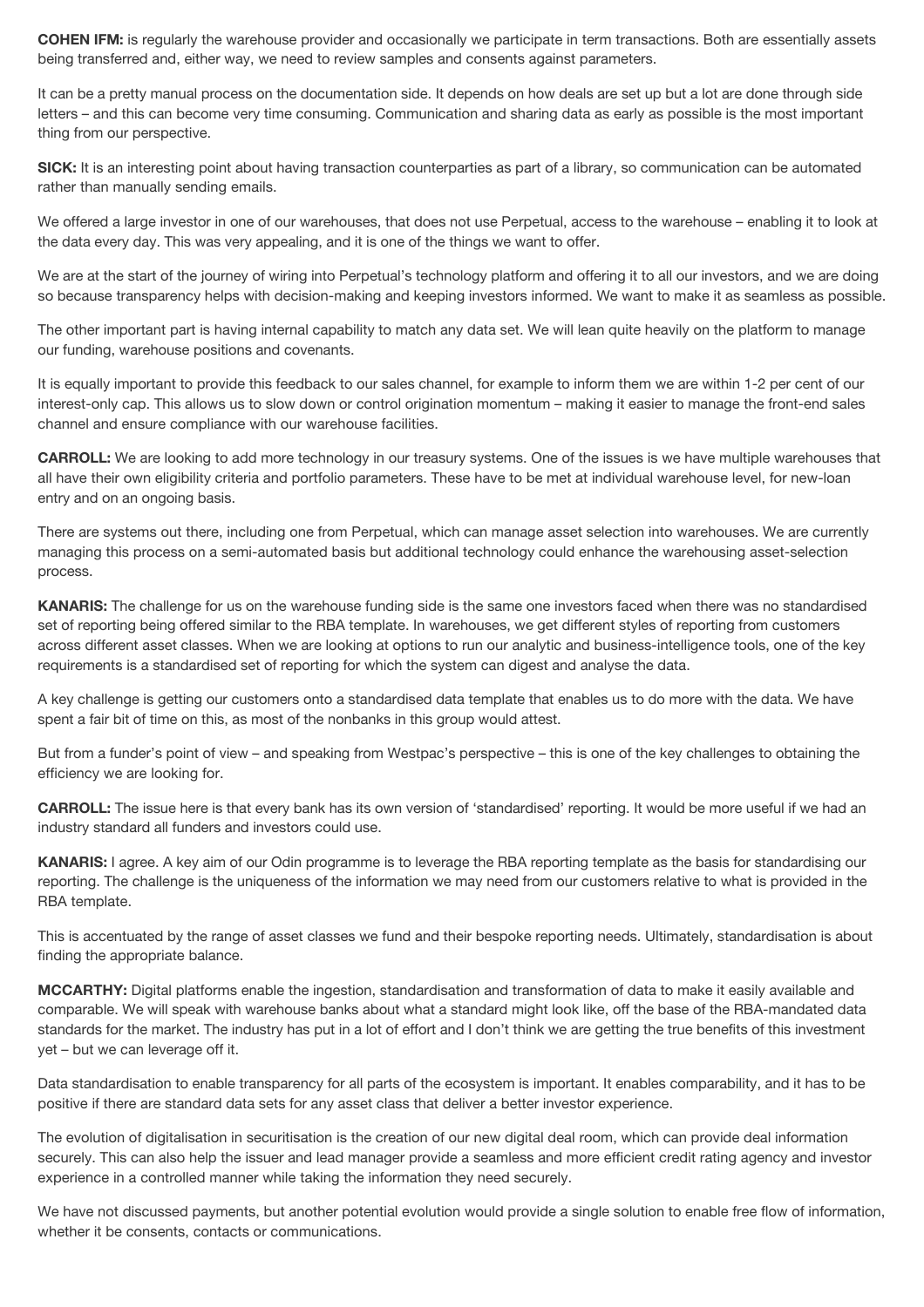**COHEN IFM:** is regularly the warehouse provider and occasionally we participate in term transactions. Both are essentially assets being transferred and, either way, we need to review samples and consents against parameters.

It can be a pretty manual process on the documentation side. It depends on how deals are set up but a lot are done through side letters – and this can become very time consuming. Communication and sharing data as early as possible is the most important thing from our perspective.

**SICK:** It is an interesting point about having transaction counterparties as part of a library, so communication can be automated rather than manually sending emails.

We offered a large investor in one of our warehouses, that does not use Perpetual, access to the warehouse – enabling it to look at the data every day. This was very appealing, and it is one of the things we want to offer.

We are at the start of the journey of wiring into Perpetual's technology platform and offering it to all our investors, and we are doing so because transparency helps with decision-making and keeping investors informed. We want to make it as seamless as possible.

The other important part is having internal capability to match any data set. We will lean quite heavily on the platform to manage our funding, warehouse positions and covenants.

It is equally important to provide this feedback to our sales channel, for example to inform them we are within 1-2 per cent of our interest-only cap. This allows us to slow down or control origination momentum – making it easier to manage the front-end sales channel and ensure compliance with our warehouse facilities.

**CARROLL:** We are looking to add more technology in our treasury systems. One of the issues is we have multiple warehouses that all have their own eligibility criteria and portfolio parameters. These have to be met at individual warehouse level, for new-loan entry and on an ongoing basis.

There are systems out there, including one from Perpetual, which can manage asset selection into warehouses. We are currently managing this process on a semi-automated basis but additional technology could enhance the warehousing asset-selection process.

**KANARIS:** The challenge for us on the warehouse funding side is the same one investors faced when there was no standardised set of reporting being offered similar to the RBA template. In warehouses, we get different styles of reporting from customers across different asset classes. When we are looking at options to run our analytic and business-intelligence tools, one of the key requirements is a standardised set of reporting for which the system can digest and analyse the data.

A key challenge is getting our customers onto a standardised data template that enables us to do more with the data. We have spent a fair bit of time on this, as most of the nonbanks in this group would attest.

But from a funder's point of view – and speaking from Westpac's perspective – this is one of the key challenges to obtaining the efficiency we are looking for.

**CARROLL:** The issue here is that every bank has its own version of 'standardised' reporting. It would be more useful if we had an industry standard all funders and investors could use.

**KANARIS:** I agree. A key aim of our Odin programme is to leverage the RBA reporting template as the basis for standardising our reporting. The challenge is the uniqueness of the information we may need from our customers relative to what is provided in the RBA template.

This is accentuated by the range of asset classes we fund and their bespoke reporting needs. Ultimately, standardisation is about finding the appropriate balance.

**MCCARTHY:** Digital platforms enable the ingestion, standardisation and transformation of data to make it easily available and comparable. We will speak with warehouse banks about what a standard might look like, off the base of the RBA-mandated data standards for the market. The industry has put in a lot of effort and I don't think we are getting the true benefits of this investment yet – but we can leverage off it.

Data standardisation to enable transparency for all parts of the ecosystem is important. It enables comparability, and it has to be positive if there are standard data sets for any asset class that deliver a better investor experience.

The evolution of digitalisation in securitisation is the creation of our new digital deal room, which can provide deal information securely. This can also help the issuer and lead manager provide a seamless and more efficient credit rating agency and investor experience in a controlled manner while taking the information they need securely.

We have not discussed payments, but another potential evolution would provide a single solution to enable free flow of information, whether it be consents, contacts or communications.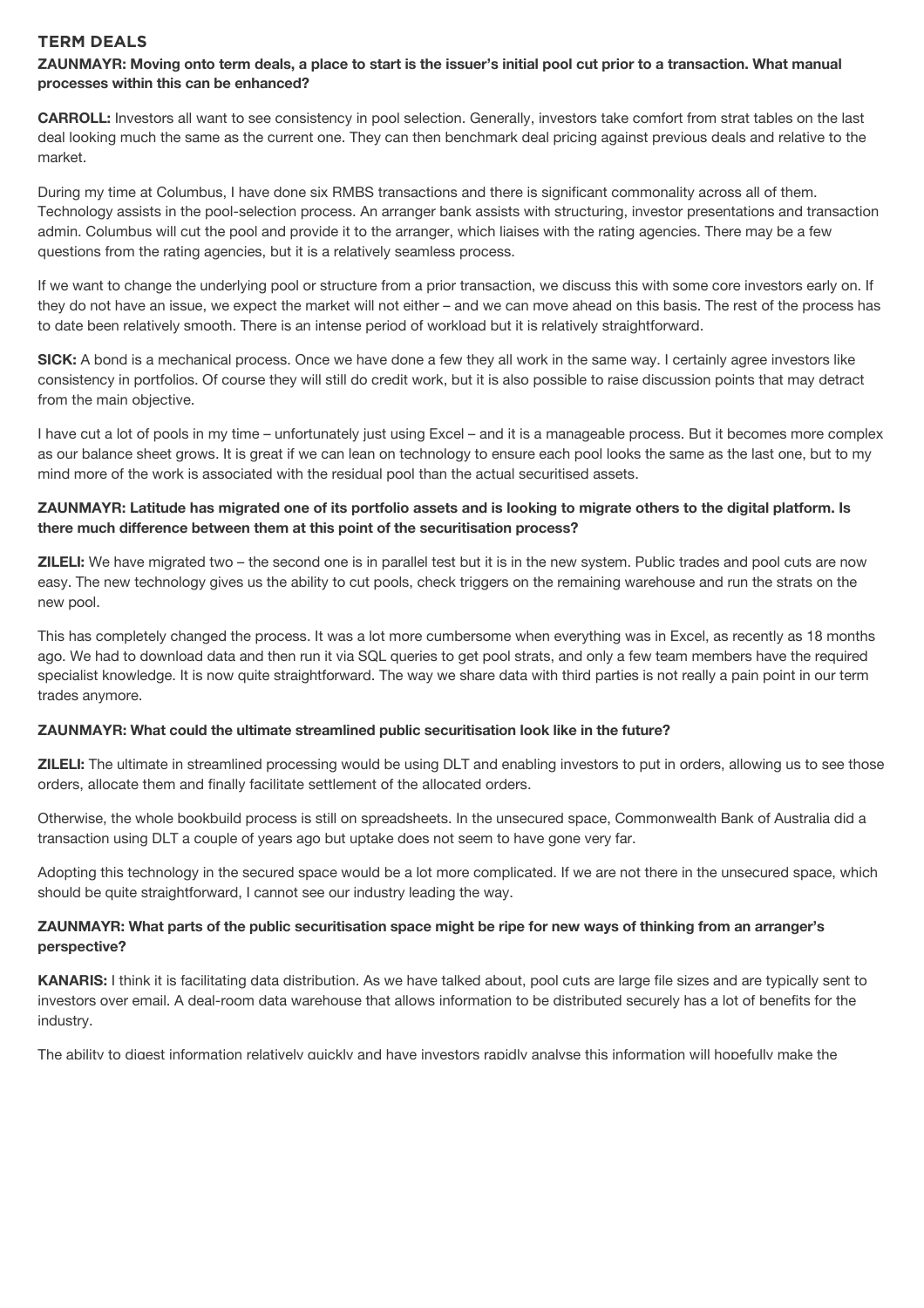## TERM DEALS

**ZAUNMAYR: Moving onto term deals, a place to start is the issuer's initial pool cut prior to a transaction. What manual processes within this can be enhanced?**

**CARROLL:** Investors all want to see consistency in pool selection. Generally, investors take comfort from strat tables on the last deal looking much the same as the current one. They can then benchmark deal pricing against previous deals and relative to the market.

During my time at Columbus, I have done six RMBS transactions and there is significant commonality across all of them. Technology assists in the pool-selection process. An arranger bank assists with structuring, investor presentations and transaction admin. Columbus will cut the pool and provide it to the arranger, which liaises with the rating agencies. There may be a few questions from the rating agencies, but it is a relatively seamless process.

If we want to change the underlying pool or structure from a prior transaction, we discuss this with some core investors early on. If they do not have an issue, we expect the market will not either – and we can move ahead on this basis. The rest of the process has to date been relatively smooth. There is an intense period of workload but it is relatively straightforward.

**SICK:** A bond is a mechanical process. Once we have done a few they all work in the same way. I certainly agree investors like consistency in portfolios. Of course they will still do credit work, but it is also possible to raise discussion points that may detract from the main objective.

I have cut a lot of pools in my time – unfortunately just using Excel – and it is a manageable process. But it becomes more complex as our balance sheet grows. It is great if we can lean on technology to ensure each pool looks the same as the last one, but to my mind more of the work is associated with the residual pool than the actual securitised assets.

**ZAUNMAYR: Latitude has migrated one of its portfolio assets and is looking to migrate others to the digital platform. Is there much difference between them at this point of the securitisation process?**

**ZILELI:** We have migrated two – the second one is in parallel test but it is in the new system. Public trades and pool cuts are now easy. The new technology gives us the ability to cut pools, check triggers on the remaining warehouse and run the strats on the new pool.

This has completely changed the process. It was a lot more cumbersome when everything was in Excel, as recently as 18 months ago. We had to download data and then run it via SQL queries to get pool strats, and only a few team members have the required specialist knowledge. It is now quite straightforward. The way we share data with third parties is not really a pain point in our term trades anymore.

**ZAUNMAYR: What could the ultimate streamlined public securitisation look like in the future?**

**ZILELI:** The ultimate in streamlined processing would be using DLT and enabling investors to put in orders, allowing us to see those orders, allocate them and finally facilitate settlement of the allocated orders.

Otherwise, the whole bookbuild process is still on spreadsheets. In the unsecured space, Commonwealth Bank of Australia did a transaction using DLT a couple of years ago but uptake does not seem to have gone very far.

Adopting this technology in the secured space would be a lot more complicated. If we are not there in the unsecured space, which should be quite straightforward, I cannot see our industry leading the way.

**ZAUNMAYR: What parts of the public securitisation space might be ripe for new ways of thinking from an arranger's perspective?**

**KANARIS:** I think it is facilitating data distribution. As we have talked about, pool cuts are large file sizes and are typically sent to investors over email. A deal-room data warehouse that allows information to be distributed securely has a lot of benefits for the industry.

The ability to digest information relatively quickly and have investors rapidly analyse this information will hopefully make the